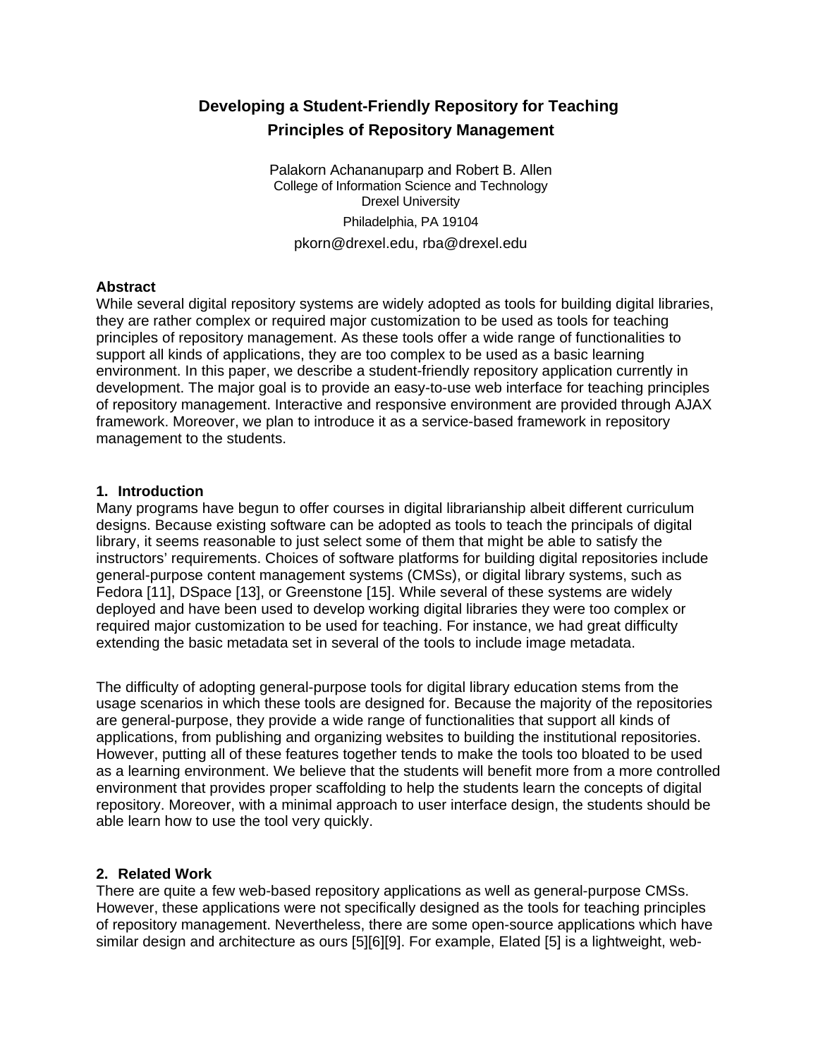# Developing a Student-Friendly Repository for Teaching Principles of Repository Management

Palakorn Achananuparp and Robert B. Allen
College of Information Science and Technology
Drexel University
Philadelphia, PA 19104
pkorn@drexel.edu, rba@drexel.edu

## Abstract

While several digital repository systems are widely adopted as tools for building digital libraries, they are rather complex or required major customization to be used as tools for teaching principles of repository management. As these tools offer a wide range of functionalities to support all kinds of applications, they are too complex to be used as a basic learning environment. In this paper, we describe a student-friendly repository application currently in development. The major goal is to provide an easy-to-use web interface for teaching principles of repository management. Interactive and responsive environment are provided through AJAX framework. Moreover, we plan to introduce it as a service-based framework in repository management to the students.

## 1. Introduction

Many programs have begun to offer courses in digital librarianship albeit different curriculum designs. Because existing software can be adopted as tools to teach the principals of digital library, it seems reasonable to just select some of them that might be able to satisfy the instructors' requirements. Choices of software platforms for building digital repositories include general-purpose content management systems (CMSs), or digital library systems, such as Fedora [11], DSpace [13], or Greenstone [15]. While several of these systems are widely deployed and have been used to develop working digital libraries they were too complex or required major customization to be used for teaching. For instance, we had great difficulty extending the basic metadata set in several of the tools to include image metadata.

The difficulty of adopting general-purpose tools for digital library education stems from the usage scenarios in which these tools are designed for. Because the majority of the repositories are general-purpose, they provide a wide range of functionalities that support all kinds of applications, from publishing and organizing websites to building the institutional repositories. However, putting all of these features together tends to make the tools too bloated to be used as a learning environment. We believe that the students will benefit more from a more controlled environment that provides proper scaffolding to help the students learn the concepts of digital repository. Moreover, with a minimal approach to user interface design, the students should be able learn how to use the tool very quickly.

## 2. Related Work

There are quite a few web-based repository applications as well as general-purpose CMSs. However, these applications were not specifically designed as the tools for teaching principles of repository management. Nevertheless, there are some open-source applications which have similar design and architecture as ours [5][6][9]. For example, Elated [5] is a lightweight, web-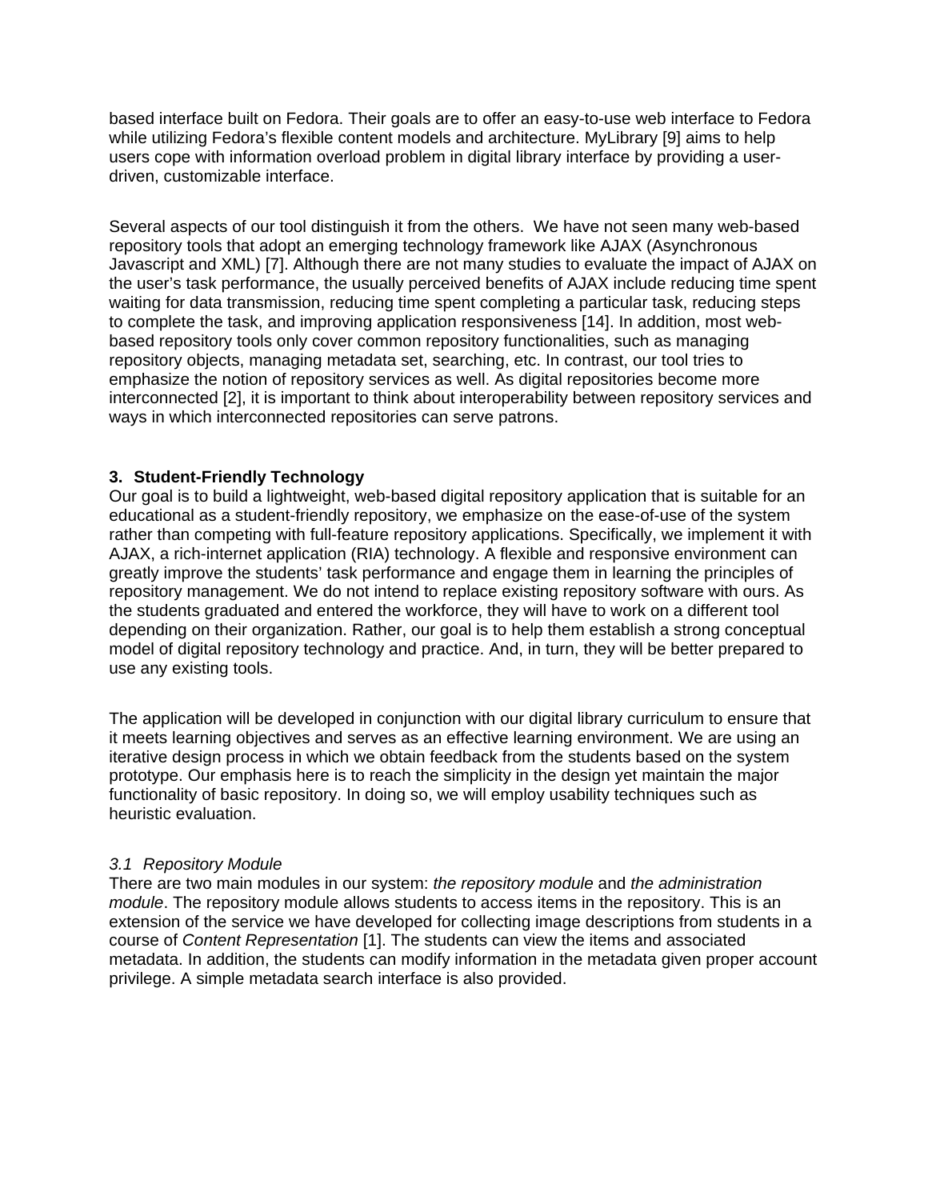based interface built on Fedora. Their goals are to offer an easy-to-use web interface to Fedora while utilizing Fedora's flexible content models and architecture. MyLibrary [9] aims to help users cope with information overload problem in digital library interface by providing a user-driven, customizable interface.

Several aspects of our tool distinguish it from the others. We have not seen many web-based repository tools that adopt an emerging technology framework like AJAX (Asynchronous Javascript and XML) [7]. Although there are not many studies to evaluate the impact of AJAX on the user's task performance, the usually perceived benefits of AJAX include reducing time spent waiting for data transmission, reducing time spent completing a particular task, reducing steps to complete the task, and improving application responsiveness [14]. In addition, most web-based repository tools only cover common repository functionalities, such as managing repository objects, managing metadata set, searching, etc. In contrast, our tool tries to emphasize the notion of repository services as well. As digital repositories become more interconnected [2], it is important to think about interoperability between repository services and ways in which interconnected repositories can serve patrons.

## 3. Student-Friendly Technology

Our goal is to build a lightweight, web-based digital repository application that is suitable for an educational as a student-friendly repository, we emphasize on the ease-of-use of the system rather than competing with full-feature repository applications. Specifically, we implement it with AJAX, a rich-internet application (RIA) technology. A flexible and responsive environment can greatly improve the students' task performance and engage them in learning the principles of repository management. We do not intend to replace existing repository software with ours. As the students graduated and entered the workforce, they will have to work on a different tool depending on their organization. Rather, our goal is to help them establish a strong conceptual model of digital repository technology and practice. And, in turn, they will be better prepared to use any existing tools.

The application will be developed in conjunction with our digital library curriculum to ensure that it meets learning objectives and serves as an effective learning environment. We are using an iterative design process in which we obtain feedback from the students based on the system prototype. Our emphasis here is to reach the simplicity in the design yet maintain the major functionality of basic repository. In doing so, we will employ usability techniques such as heuristic evaluation.

### *3.1 Repository Module*

There are two main modules in our system: *the repository module* and *the administration module*. The repository module allows students to access items in the repository. This is an extension of the service we have developed for collecting image descriptions from students in a course of *Content Representation* [1]. The students can view the items and associated metadata. In addition, the students can modify information in the metadata given proper account privilege. A simple metadata search interface is also provided.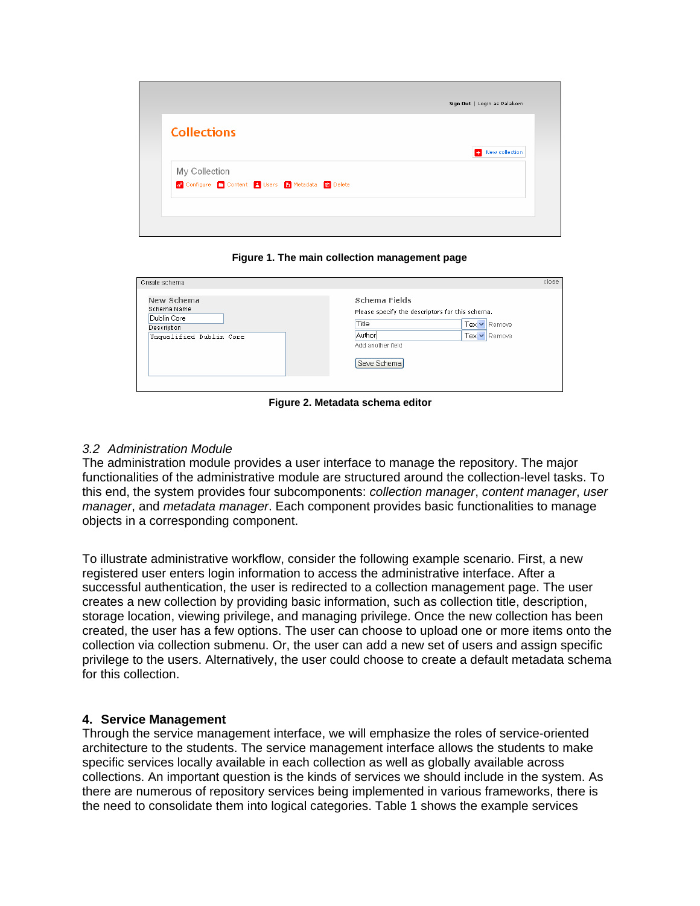Figure 1. The main collection management page

Figure 2. Metadata schema editor

### *3.2 Administration Module*

The administration module provides a user interface to manage the repository. The major functionalities of the administrative module are structured around the collection-level tasks. To this end, the system provides four subcomponents: *collection manager*, *content manager*, *user manager*, and *metadata manager*. Each component provides basic functionalities to manage objects in a corresponding component.

To illustrate administrative workflow, consider the following example scenario. First, a new registered user enters login information to access the administrative interface. After a successful authentication, the user is redirected to a collection management page. The user creates a new collection by providing basic information, such as collection title, description, storage location, viewing privilege, and managing privilege. Once the new collection has been created, the user has a few options. The user can choose to upload one or more items onto the collection via collection submenu. Or, the user can add a new set of users and assign specific privilege to the users. Alternatively, the user could choose to create a default metadata schema for this collection.

## **4. Service Management**

Through the service management interface, we will emphasize the roles of service-oriented architecture to the students. The service management interface allows the students to make specific services locally available in each collection as well as globally available across collections. An important question is the kinds of services we should include in the system. As there are numerous of repository services being implemented in various frameworks, there is the need to consolidate them into logical categories. Table 1 shows the example services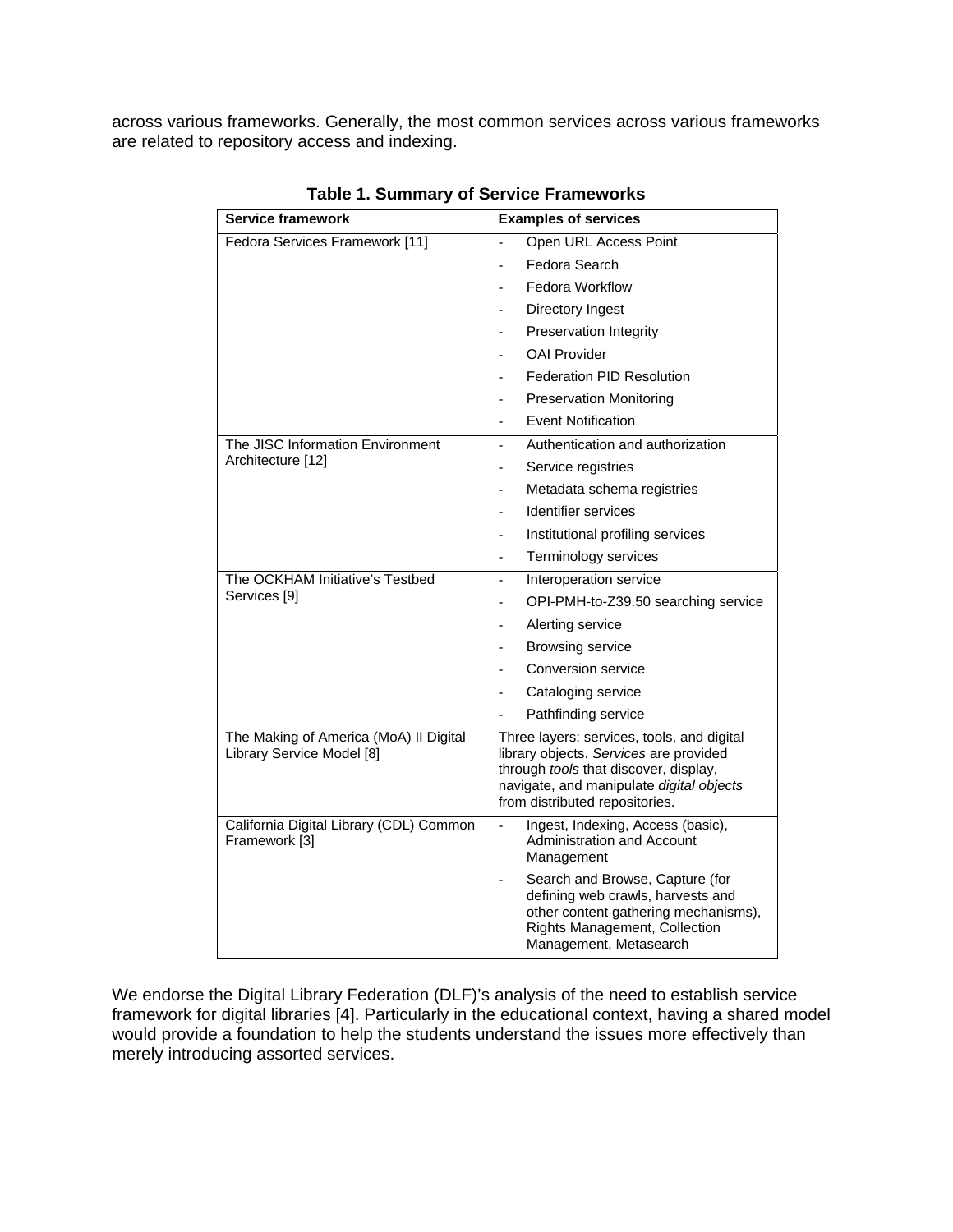across various frameworks. Generally, the most common services across various frameworks are related to repository access and indexing.

**Table 1. Summary of Service Frameworks**

| Service framework | Examples of services |
| --- | --- |
| Fedora Services Framework [11] | - Open URL Access Point<br>- Fedora Search<br>- Fedora Workflow<br>- Directory Ingest<br>- Preservation Integrity<br>- OAI Provider<br>- Federation PID Resolution<br>- Preservation Monitoring<br>- Event Notification |
| The JISC Information Environment Architecture [12] | - Authentication and authorization<br>- Service registries<br>- Metadata schema registries<br>- Identifier services<br>- Institutional profiling services<br>- Terminology services |
| The OCKHAM Initiative's Testbed Services [9] | - Interoperation service<br>- OPI-PMH-to-Z39.50 searching service<br>- Alerting service<br>- Browsing service<br>- Conversion service<br>- Cataloging service<br>- Pathfinding service |
| The Making of America (MoA) II Digital Library Service Model [8] | Three layers: services, tools, and digital library objects. *Services* are provided through *tools* that discover, display, navigate, and manipulate *digital objects* from distributed repositories. |
| California Digital Library (CDL) Common Framework [3] | - Ingest, Indexing, Access (basic), Administration and Account Management<br>- Search and Browse, Capture (for defining web crawls, harvests and other content gathering mechanisms), Rights Management, Collection Management, Metasearch |

We endorse the Digital Library Federation (DLF)'s analysis of the need to establish service framework for digital libraries [4]. Particularly in the educational context, having a shared model would provide a foundation to help the students understand the issues more effectively than merely introducing assorted services.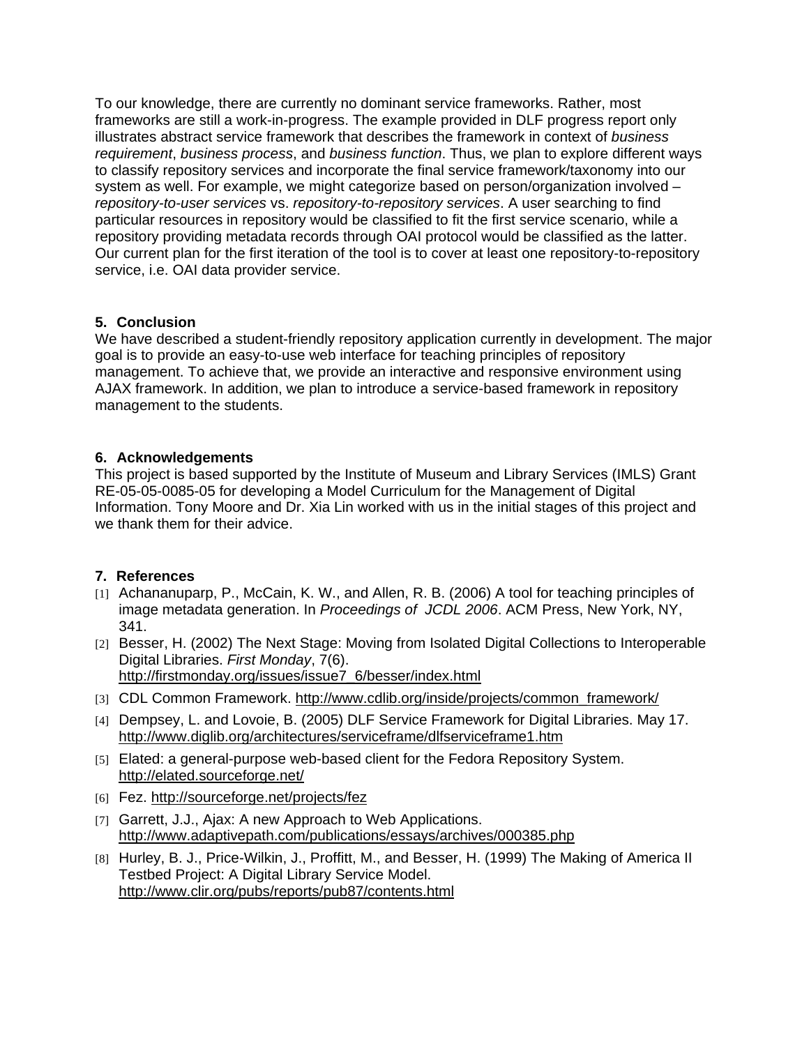To our knowledge, there are currently no dominant service frameworks. Rather, most frameworks are still a work-in-progress. The example provided in DLF progress report only illustrates abstract service framework that describes the framework in context of *business requirement*, *business process*, and *business function*. Thus, we plan to explore different ways to classify repository services and incorporate the final service framework/taxonomy into our system as well. For example, we might categorize based on person/organization involved – *repository-to-user services* vs. *repository-to-repository services*. A user searching to find particular resources in repository would be classified to fit the first service scenario, while a repository providing metadata records through OAI protocol would be classified as the latter. Our current plan for the first iteration of the tool is to cover at least one repository-to-repository service, i.e. OAI data provider service.

## 5. Conclusion

We have described a student-friendly repository application currently in development. The major goal is to provide an easy-to-use web interface for teaching principles of repository management. To achieve that, we provide an interactive and responsive environment using AJAX framework. In addition, we plan to introduce a service-based framework in repository management to the students.

## 6. Acknowledgements

This project is based supported by the Institute of Museum and Library Services (IMLS) Grant RE-05-05-0085-05 for developing a Model Curriculum for the Management of Digital Information. Tony Moore and Dr. Xia Lin worked with us in the initial stages of this project and we thank them for their advice.

## 7. References

[1] Achananuparp, P., McCain, K. W., and Allen, R. B. (2006) A tool for teaching principles of image metadata generation. In *Proceedings of JCDL 2006*. ACM Press, New York, NY, 341.

[2] Besser, H. (2002) The Next Stage: Moving from Isolated Digital Collections to Interoperable Digital Libraries. *First Monday*, 7(6). http://firstmonday.org/issues/issue7_6/besser/index.html

[3] CDL Common Framework. http://www.cdlib.org/inside/projects/common_framework/

[4] Dempsey, L. and Lovoie, B. (2005) DLF Service Framework for Digital Libraries. May 17. http://www.diglib.org/architectures/serviceframe/dlfserviceframe1.htm

[5] Elated: a general-purpose web-based client for the Fedora Repository System. http://elated.sourceforge.net/

[6] Fez. http://sourceforge.net/projects/fez

[7] Garrett, J.J., Ajax: A new Approach to Web Applications. http://www.adaptivepath.com/publications/essays/archives/000385.php

[8] Hurley, B. J., Price-Wilkin, J., Proffitt, M., and Besser, H. (1999) The Making of America II Testbed Project: A Digital Library Service Model. http://www.clir.org/pubs/reports/pub87/contents.html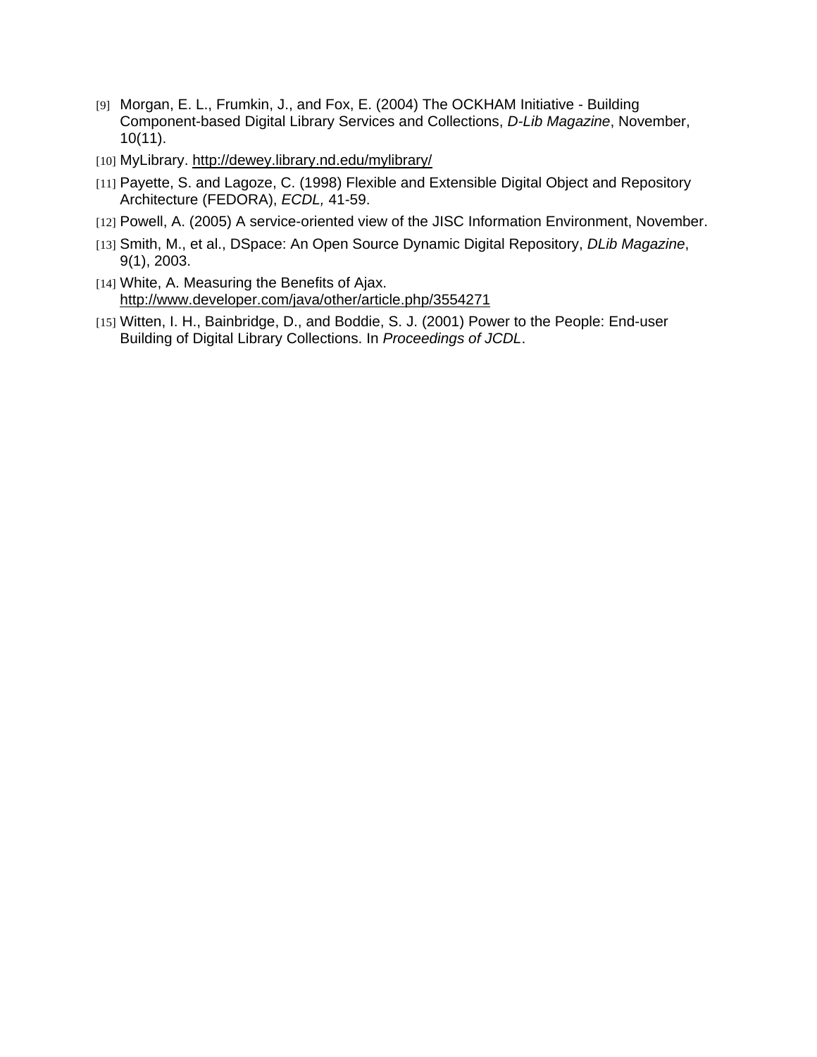[9] Morgan, E. L., Frumkin, J., and Fox, E. (2004) The OCKHAM Initiative - Building Component-based Digital Library Services and Collections, *D-Lib Magazine*, November, 10(11).

[10] MyLibrary. http://dewey.library.nd.edu/mylibrary/

[11] Payette, S. and Lagoze, C. (1998) Flexible and Extensible Digital Object and Repository Architecture (FEDORA), *ECDL,* 41-59.

[12] Powell, A. (2005) A service-oriented view of the JISC Information Environment, November.

[13] Smith, M., et al., DSpace: An Open Source Dynamic Digital Repository, *DLib Magazine*, 9(1), 2003.

[14] White, A. Measuring the Benefits of Ajax. http://www.developer.com/java/other/article.php/3554271

[15] Witten, I. H., Bainbridge, D., and Boddie, S. J. (2001) Power to the People: End-user Building of Digital Library Collections. In *Proceedings of JCDL*.